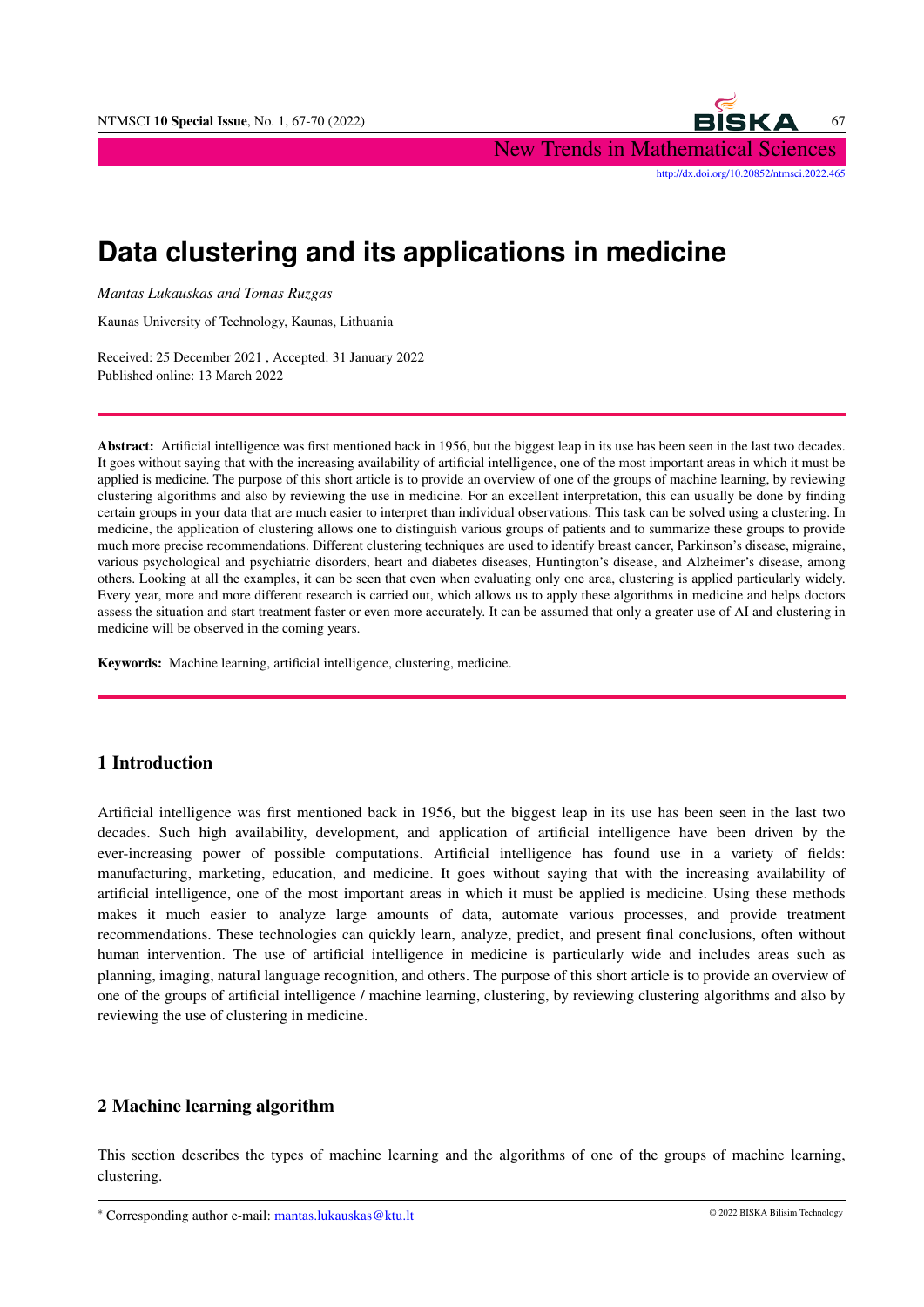# Data clustering and its applications in medicine

*Mantas Lukauskas and Tomas Ruzgas*

Kaunas University of Technology, Kaunas, Lithuania

Received: 25 December 2021 , Accepted: 31 January 2022
Published online: 13 March 2022

**Abstract:** Artificial intelligence was first mentioned back in 1956, but the biggest leap in its use has been seen in the last two decades. It goes without saying that with the increasing availability of artificial intelligence, one of the most important areas in which it must be applied is medicine. The purpose of this short article is to provide an overview of one of the groups of machine learning, by reviewing clustering algorithms and also by reviewing the use in medicine. For an excellent interpretation, this can usually be done by finding certain groups in your data that are much easier to interpret than individual observations. This task can be solved using a clustering. In medicine, the application of clustering allows one to distinguish various groups of patients and to summarize these groups to provide much more precise recommendations. Different clustering techniques are used to identify breast cancer, Parkinson's disease, migraine, various psychological and psychiatric disorders, heart and diabetes diseases, Huntington's disease, and Alzheimer's disease, among others. Looking at all the examples, it can be seen that even when evaluating only one area, clustering is applied particularly widely. Every year, more and more different research is carried out, which allows us to apply these algorithms in medicine and helps doctors assess the situation and start treatment faster or even more accurately. It can be assumed that only a greater use of AI and clustering in medicine will be observed in the coming years.

**Keywords:** Machine learning, artificial intelligence, clustering, medicine.

## 1 Introduction

Artificial intelligence was first mentioned back in 1956, but the biggest leap in its use has been seen in the last two decades. Such high availability, development, and application of artificial intelligence have been driven by the ever-increasing power of possible computations. Artificial intelligence has found use in a variety of fields: manufacturing, marketing, education, and medicine. It goes without saying that with the increasing availability of artificial intelligence, one of the most important areas in which it must be applied is medicine. Using these methods makes it much easier to analyze large amounts of data, automate various processes, and provide treatment recommendations. These technologies can quickly learn, analyze, predict, and present final conclusions, often without human intervention. The use of artificial intelligence in medicine is particularly wide and includes areas such as planning, imaging, natural language recognition, and others. The purpose of this short article is to provide an overview of one of the groups of artificial intelligence / machine learning, clustering, by reviewing clustering algorithms and also by reviewing the use of clustering in medicine.

## 2 Machine learning algorithm

This section describes the types of machine learning and the algorithms of one of the groups of machine learning, clustering.

[*] Corresponding author e-mail: mantas.lukauskas@ktu.lt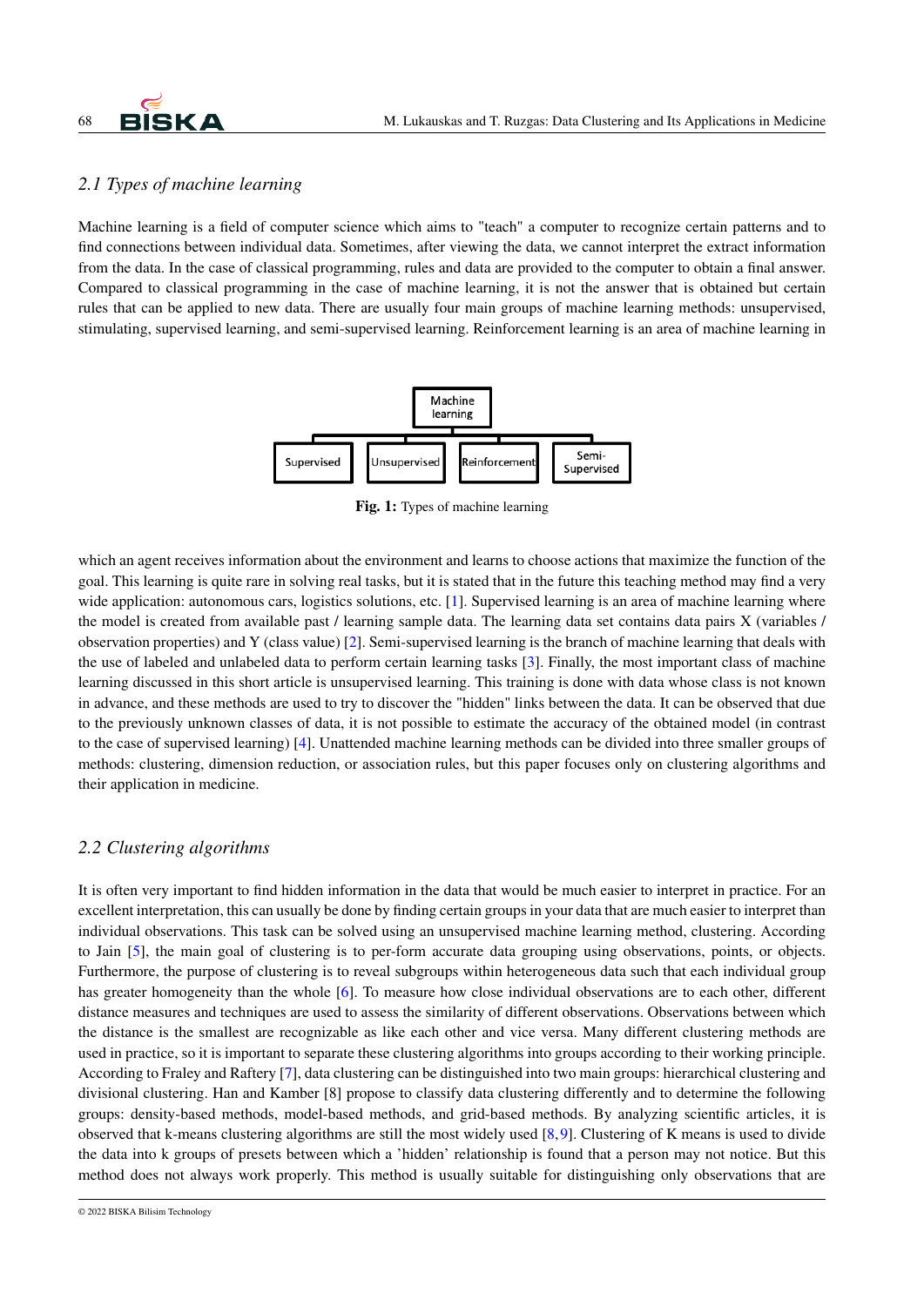### 2.1 Types of machine learning

Machine learning is a field of computer science which aims to "teach" a computer to recognize certain patterns and to find connections between individual data. Sometimes, after viewing the data, we cannot interpret the extract information from the data. In the case of classical programming, rules and data are provided to the computer to obtain a final answer. Compared to classical programming in the case of machine learning, it is not the answer that is obtained but certain rules that can be applied to new data. There are usually four main groups of machine learning methods: unsupervised, stimulating, supervised learning, and semi-supervised learning. Reinforcement learning is an area of machine learning in which an agent receives information about the environment and learns to choose actions that maximize the function of the goal. This learning is quite rare in solving real tasks, but it is stated that in the future this teaching method may find a very wide application: autonomous cars, logistics solutions, etc. [1]. Supervised learning is an area of machine learning where the model is created from available past / learning sample data. The learning data set contains data pairs X (variables / observation properties) and Y (class value) [2]. Semi-supervised learning is the branch of machine learning that deals with the use of labeled and unlabeled data to perform certain learning tasks [3]. Finally, the most important class of machine learning discussed in this short article is unsupervised learning. This training is done with data whose class is not known in advance, and these methods are used to try to discover the "hidden" links between the data. It can be observed that due to the previously unknown classes of data, it is not possible to estimate the accuracy of the obtained model (in contrast to the case of supervised learning) [4]. Unattended machine learning methods can be divided into three smaller groups of methods: clustering, dimension reduction, or association rules, but this paper focuses only on clustering algorithms and their application in medicine.

Machine learning
Supervised | Unsupervised | Reinforcement | Semi-Supervised

**Fig. 1:** Types of machine learning

### 2.2 Clustering algorithms

It is often very important to find hidden information in the data that would be much easier to interpret in practice. For an excellent interpretation, this can usually be done by finding certain groups in your data that are much easier to interpret than individual observations. This task can be solved using an unsupervised machine learning method, clustering. According to Jain [5], the main goal of clustering is to per-form accurate data grouping using observations, points, or objects. Furthermore, the purpose of clustering is to reveal subgroups within heterogeneous data such that each individual group has greater homogeneity than the whole [6]. To measure how close individual observations are to each other, different distance measures and techniques are used to assess the similarity of different observations. Observations between which the distance is the smallest are recognizable as like each other and vice versa. Many different clustering methods are used in practice, so it is important to separate these clustering algorithms into groups according to their working principle. According to Fraley and Raftery [7], data clustering can be distinguished into two main groups: hierarchical clustering and divisional clustering. Han and Kamber [8] propose to classify data clustering differently and to determine the following groups: density-based methods, model-based methods, and grid-based methods. By analyzing scientific articles, it is observed that k-means clustering algorithms are still the most widely used [8,9]. Clustering of K means is used to divide the data into k groups of presets between which a 'hidden' relationship is found that a person may not notice. But this method does not always work properly. This method is usually suitable for distinguishing only observations that are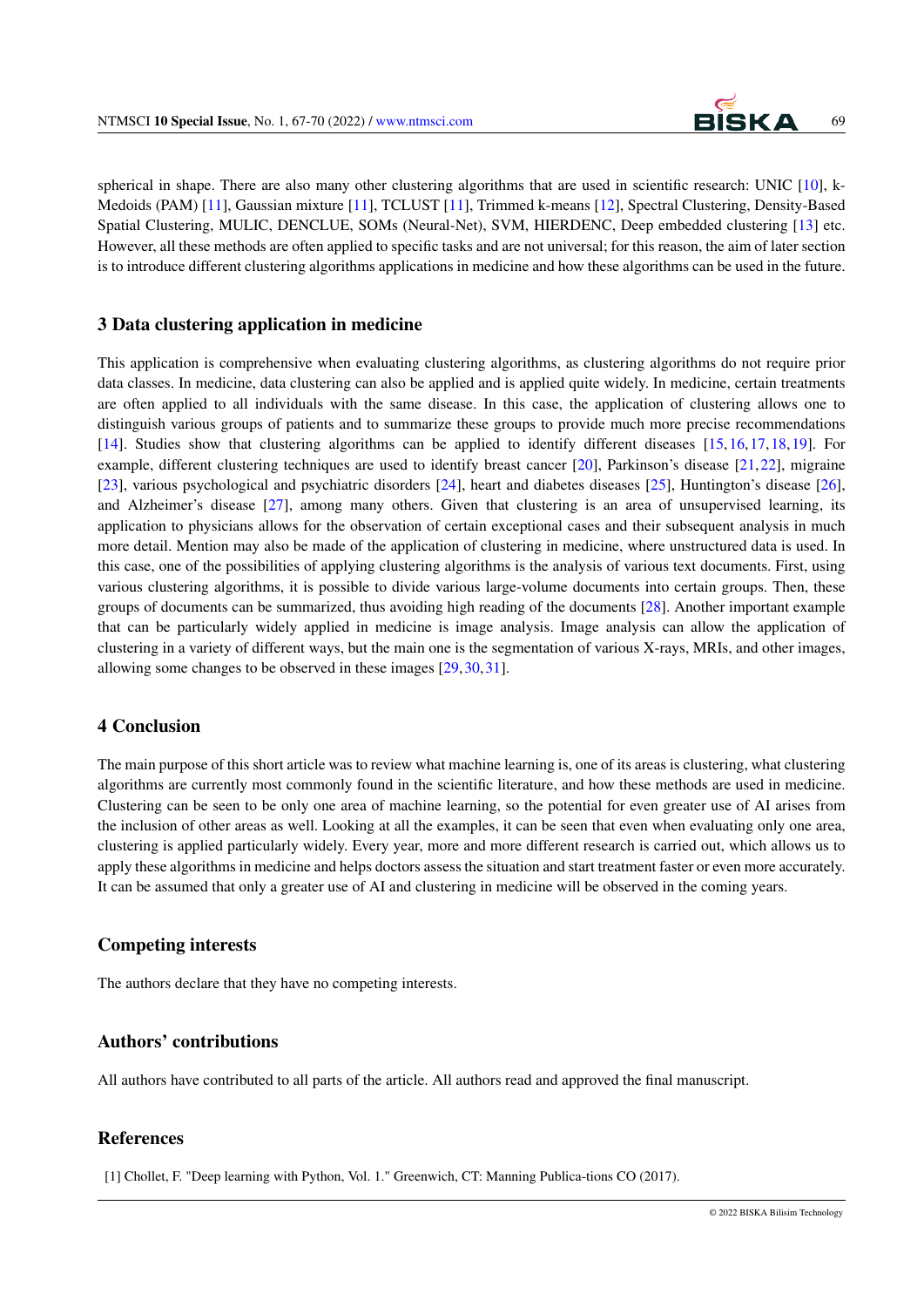spherical in shape. There are also many other clustering algorithms that are used in scientific research: UNIC [10], k-Medoids (PAM) [11], Gaussian mixture [11], TCLUST [11], Trimmed k-means [12], Spectral Clustering, Density-Based Spatial Clustering, MULIC, DENCLUE, SOMs (Neural-Net), SVM, HIERDENC, Deep embedded clustering [13] etc. However, all these methods are often applied to specific tasks and are not universal; for this reason, the aim of later section is to introduce different clustering algorithms applications in medicine and how these algorithms can be used in the future.

## 3 Data clustering application in medicine

This application is comprehensive when evaluating clustering algorithms, as clustering algorithms do not require prior data classes. In medicine, data clustering can also be applied and is applied quite widely. In medicine, certain treatments are often applied to all individuals with the same disease. In this case, the application of clustering allows one to distinguish various groups of patients and to summarize these groups to provide much more precise recommendations [14]. Studies show that clustering algorithms can be applied to identify different diseases [15,16,17,18,19]. For example, different clustering techniques are used to identify breast cancer [20], Parkinson's disease [21,22], migraine [23], various psychological and psychiatric disorders [24], heart and diabetes diseases [25], Huntington's disease [26], and Alzheimer's disease [27], among many others. Given that clustering is an area of unsupervised learning, its application to physicians allows for the observation of certain exceptional cases and their subsequent analysis in much more detail. Mention may also be made of the application of clustering in medicine, where unstructured data is used. In this case, one of the possibilities of applying clustering algorithms is the analysis of various text documents. First, using various clustering algorithms, it is possible to divide various large-volume documents into certain groups. Then, these groups of documents can be summarized, thus avoiding high reading of the documents [28]. Another important example that can be particularly widely applied in medicine is image analysis. Image analysis can allow the application of clustering in a variety of different ways, but the main one is the segmentation of various X-rays, MRIs, and other images, allowing some changes to be observed in these images [29,30,31].

## 4 Conclusion

The main purpose of this short article was to review what machine learning is, one of its areas is clustering, what clustering algorithms are currently most commonly found in the scientific literature, and how these methods are used in medicine. Clustering can be seen to be only one area of machine learning, so the potential for even greater use of AI arises from the inclusion of other areas as well. Looking at all the examples, it can be seen that even when evaluating only one area, clustering is applied particularly widely. Every year, more and more different research is carried out, which allows us to apply these algorithms in medicine and helps doctors assess the situation and start treatment faster or even more accurately. It can be assumed that only a greater use of AI and clustering in medicine will be observed in the coming years.

## Competing interests

The authors declare that they have no competing interests.

## Authors' contributions

All authors have contributed to all parts of the article. All authors read and approved the final manuscript.

## References

[1] Chollet, F. "Deep learning with Python, Vol. 1." Greenwich, CT: Manning Publica-tions CO (2017).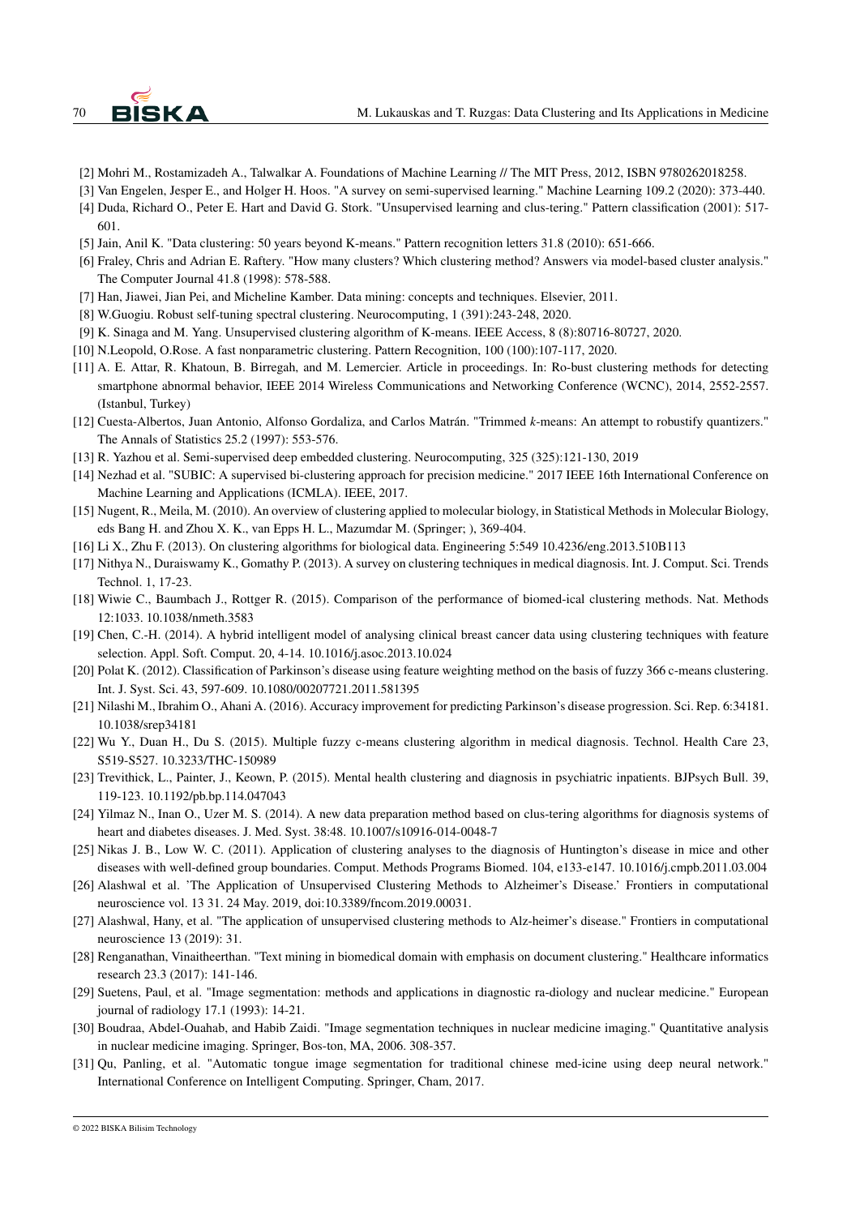[2] Mohri M., Rostamizadeh A., Talwalkar A. Foundations of Machine Learning // The MIT Press, 2012, ISBN 9780262018258.

[3] Van Engelen, Jesper E., and Holger H. Hoos. "A survey on semi-supervised learning." Machine Learning 109.2 (2020): 373-440.

[4] Duda, Richard O., Peter E. Hart and David G. Stork. "Unsupervised learning and clus-tering." Pattern classification (2001): 517-601.

[5] Jain, Anil K. "Data clustering: 50 years beyond K-means." Pattern recognition letters 31.8 (2010): 651-666.

[6] Fraley, Chris and Adrian E. Raftery. "How many clusters? Which clustering method? Answers via model-based cluster analysis." The Computer Journal 41.8 (1998): 578-588.

[7] Han, Jiawei, Jian Pei, and Micheline Kamber. Data mining: concepts and techniques. Elsevier, 2011.

[8] W.Guogiu. Robust self-tuning spectral clustering. Neurocomputing, 1 (391):243-248, 2020.

[9] K. Sinaga and M. Yang. Unsupervised clustering algorithm of K-means. IEEE Access, 8 (8):80716-80727, 2020.

[10] N.Leopold, O.Rose. A fast nonparametric clustering. Pattern Recognition, 100 (100):107-117, 2020.

[11] A. E. Attar, R. Khatoun, B. Birregah, and M. Lemercier. Article in proceedings. In: Ro-bust clustering methods for detecting smartphone abnormal behavior, IEEE 2014 Wireless Communications and Networking Conference (WCNC), 2014, 2552-2557. (Istanbul, Turkey)

[12] Cuesta-Albertos, Juan Antonio, Alfonso Gordaliza, and Carlos Matrán. "Trimmed *k*-means: An attempt to robustify quantizers." The Annals of Statistics 25.2 (1997): 553-576.

[13] R. Yazhou et al. Semi-supervised deep embedded clustering. Neurocomputing, 325 (325):121-130, 2019

[14] Nezhad et al. "SUBIC: A supervised bi-clustering approach for precision medicine." 2017 IEEE 16th International Conference on Machine Learning and Applications (ICMLA). IEEE, 2017.

[15] Nugent, R., Meila, M. (2010). An overview of clustering applied to molecular biology, in Statistical Methods in Molecular Biology, eds Bang H. and Zhou X. K., van Epps H. L., Mazumdar M. (Springer; ), 369-404.

[16] Li X., Zhu F. (2013). On clustering algorithms for biological data. Engineering 5:549 10.4236/eng.2013.510B113

[17] Nithya N., Duraiswamy K., Gomathy P. (2013). A survey on clustering techniques in medical diagnosis. Int. J. Comput. Sci. Trends Technol. 1, 17-23.

[18] Wiwie C., Baumbach J., Rottger R. (2015). Comparison of the performance of biomed-ical clustering methods. Nat. Methods 12:1033. 10.1038/nmeth.3583

[19] Chen, C.-H. (2014). A hybrid intelligent model of analysing clinical breast cancer data using clustering techniques with feature selection. Appl. Soft. Comput. 20, 4-14. 10.1016/j.asoc.2013.10.024

[20] Polat K. (2012). Classification of Parkinson's disease using feature weighting method on the basis of fuzzy 366 c-means clustering. Int. J. Syst. Sci. 43, 597-609. 10.1080/00207721.2011.581395

[21] Nilashi M., Ibrahim O., Ahani A. (2016). Accuracy improvement for predicting Parkinson's disease progression. Sci. Rep. 6:34181. 10.1038/srep34181

[22] Wu Y., Duan H., Du S. (2015). Multiple fuzzy c-means clustering algorithm in medical diagnosis. Technol. Health Care 23, S519-S527. 10.3233/THC-150989

[23] Trevithick, L., Painter, J., Keown, P. (2015). Mental health clustering and diagnosis in psychiatric inpatients. BJPsych Bull. 39, 119-123. 10.1192/pb.bp.114.047043

[24] Yilmaz N., Inan O., Uzer M. S. (2014). A new data preparation method based on clus-tering algorithms for diagnosis systems of heart and diabetes diseases. J. Med. Syst. 38:48. 10.1007/s10916-014-0048-7

[25] Nikas J. B., Low W. C. (2011). Application of clustering analyses to the diagnosis of Huntington's disease in mice and other diseases with well-defined group boundaries. Comput. Methods Programs Biomed. 104, e133-e147. 10.1016/j.cmpb.2011.03.004

[26] Alashwal et al. 'The Application of Unsupervised Clustering Methods to Alzheimer's Disease.' Frontiers in computational neuroscience vol. 13 31. 24 May. 2019, doi:10.3389/fncom.2019.00031.

[27] Alashwal, Hany, et al. "The application of unsupervised clustering methods to Alz-heimer's disease." Frontiers in computational neuroscience 13 (2019): 31.

[28] Renganathan, Vinaitheerthan. "Text mining in biomedical domain with emphasis on document clustering." Healthcare informatics research 23.3 (2017): 141-146.

[29] Suetens, Paul, et al. "Image segmentation: methods and applications in diagnostic ra-diology and nuclear medicine." European journal of radiology 17.1 (1993): 14-21.

[30] Boudraa, Abdel-Ouahab, and Habib Zaidi. "Image segmentation techniques in nuclear medicine imaging." Quantitative analysis in nuclear medicine imaging. Springer, Bos-ton, MA, 2006. 308-357.

[31] Qu, Panling, et al. "Automatic tongue image segmentation for traditional chinese med-icine using deep neural network." International Conference on Intelligent Computing. Springer, Cham, 2017.